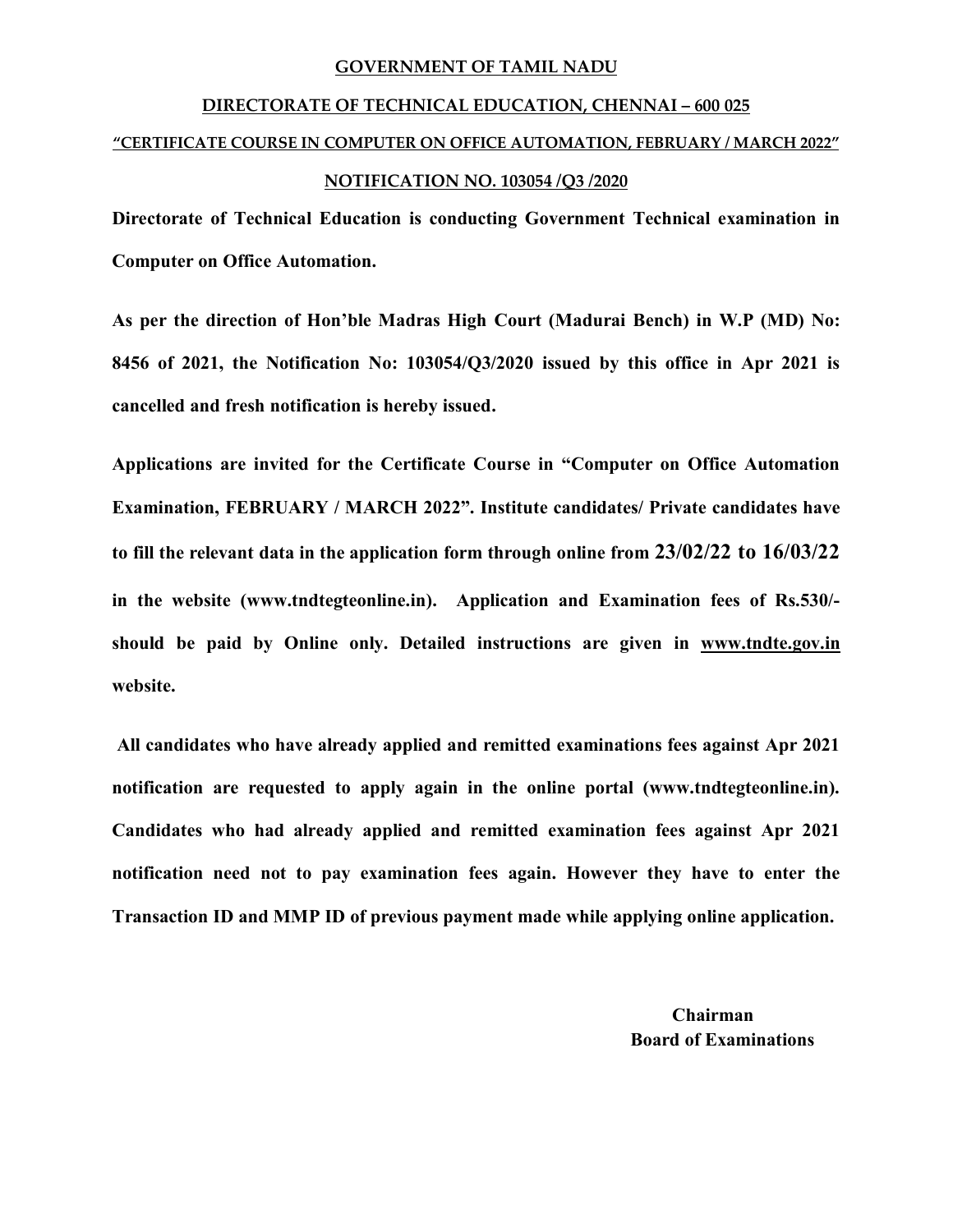# GOVERNMENT OF TAMIL NADU

## DIRECTORATE OF TECHNICAL EDUCATION, CHENNAI – 600 025

### "CERTIFICATE COURSE IN COMPUTER ON OFFICE AUTOMATION, FEBRUARY / MARCH 2022"

### NOTIFICATION NO. 103054 /Q3 /2020

**Directorate of Technical Education is conducting Government Technical examination in Computer on Office Automation.**

**As per the direction of Hon'ble Madras High Court (Madurai Bench) in W.P (MD) No: 8456 of 2021, the Notification No: 103054/Q3/2020 issued by this office in Apr 2021 is cancelled and fresh notification is hereby issued.**

**Applications are invited for the Certificate Course in "Computer on Office Automation Examination, FEBRUARY / MARCH 2022". Institute candidates/ Private candidates have to fill the relevant data in the application form through online from 23/02/22 to 16/03/22 in the website (www.tndtegteonline.in). Application and Examination fees of Rs.530/- should be paid by Online only. Detailed instructions are given in www.tndte.gov.in website.**

**All candidates who have already applied and remitted examinations fees against Apr 2021 notification are requested to apply again in the online portal (www.tndtegteonline.in). Candidates who had already applied and remitted examination fees against Apr 2021 notification need not to pay examination fees again. However they have to enter the Transaction ID and MMP ID of previous payment made while applying online application.**

**Chairman**
**Board of Examinations**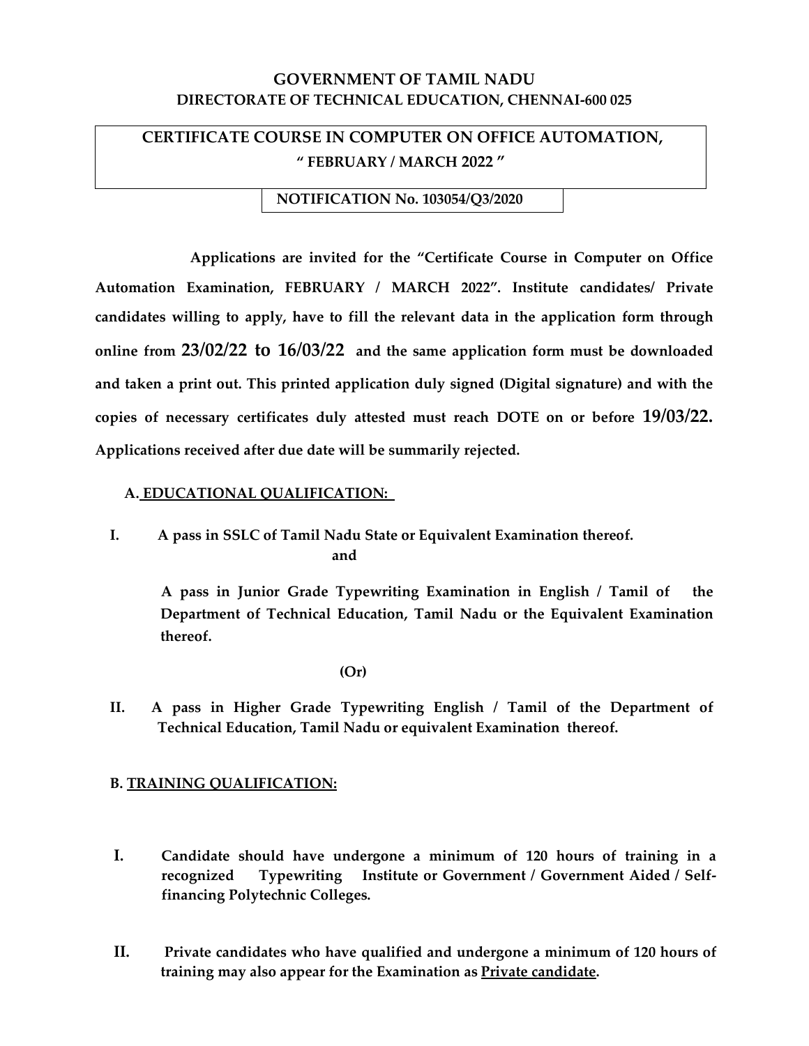**GOVERNMENT OF TAMIL NADU**
**DIRECTORATE OF TECHNICAL EDUCATION, CHENNAI-600 025**

# CERTIFICATE COURSE IN COMPUTER ON OFFICE AUTOMATION, " FEBRUARY / MARCH 2022 "

**NOTIFICATION No. 103054/Q3/2020**

**Applications are invited for the "Certificate Course in Computer on Office Automation Examination, FEBRUARY / MARCH 2022". Institute candidates/ Private candidates willing to apply, have to fill the relevant data in the application form through online from 23/02/22 to 16/03/22 and the same application form must be downloaded and taken a print out. This printed application duly signed (Digital signature) and with the copies of necessary certificates duly attested must reach DOTE on or before 19/03/22. Applications received after due date will be summarily rejected.**

## A. EDUCATIONAL QUALIFICATION:

**I. A pass in SSLC of Tamil Nadu State or Equivalent Examination thereof.**

**and**

**A pass in Junior Grade Typewriting Examination in English / Tamil of the Department of Technical Education, Tamil Nadu or the Equivalent Examination thereof.**

**(Or)**

**II. A pass in Higher Grade Typewriting English / Tamil of the Department of Technical Education, Tamil Nadu or equivalent Examination thereof.**

## B. TRAINING QUALIFICATION:

**I. Candidate should have undergone a minimum of 120 hours of training in a recognized Typewriting Institute or Government / Government Aided / Self-financing Polytechnic Colleges.**

**II. Private candidates who have qualified and undergone a minimum of 120 hours of training may also appear for the Examination as Private candidate.**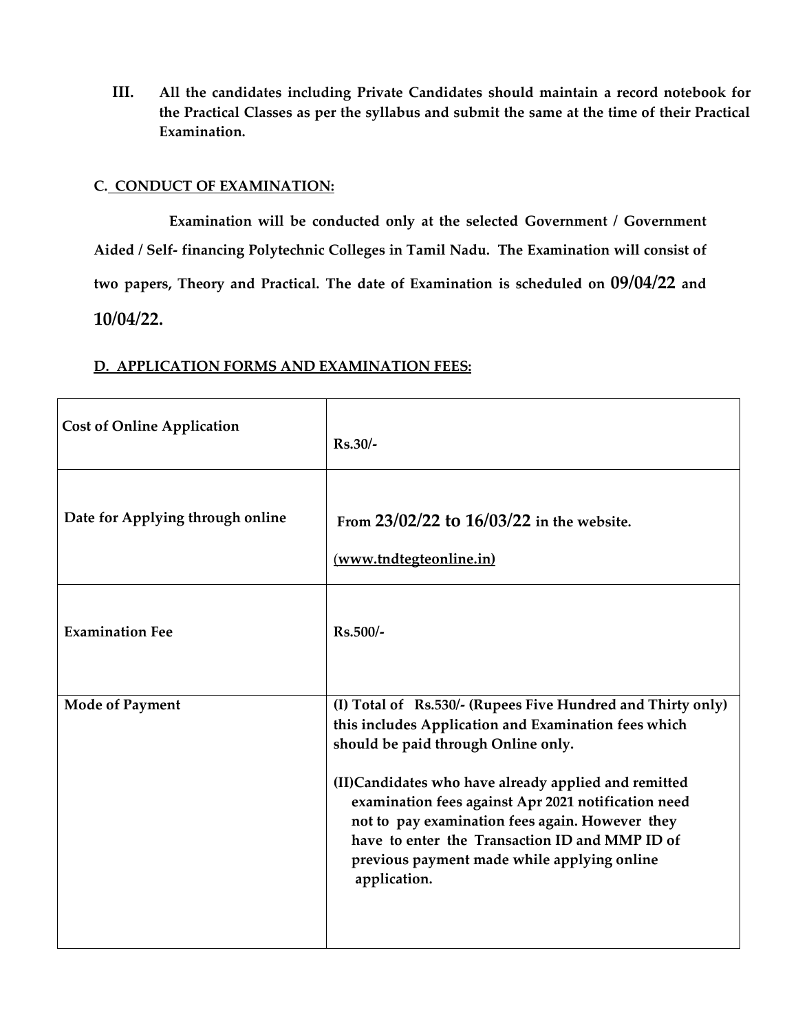**III.** **All the candidates including Private Candidates should maintain a record notebook for the Practical Classes as per the syllabus and submit the same at the time of their Practical Examination.**

## C. CONDUCT OF EXAMINATION:

**Examination will be conducted only at the selected Government / Government Aided / Self- financing Polytechnic Colleges in Tamil Nadu. The Examination will consist of two papers, Theory and Practical. The date of Examination is scheduled on 09/04/22 and 10/04/22.**

## D. APPLICATION FORMS AND EXAMINATION FEES:

| | |
|---|---|
| **Cost of Online Application** | **Rs.30/-** |
| **Date for Applying through online** | **From 23/02/22 to 16/03/22 in the website.**<br><br>**(www.tndtegteonline.in)** |
| **Examination Fee** | **Rs.500/-** |
| **Mode of Payment** | **(I) Total of Rs.530/- (Rupees Five Hundred and Thirty only) this includes Application and Examination fees which should be paid through Online only.**<br><br>**(II)Candidates who have already applied and remitted examination fees against Apr 2021 notification need not to pay examination fees again. However they have to enter the Transaction ID and MMP ID of previous payment made while applying online application.** |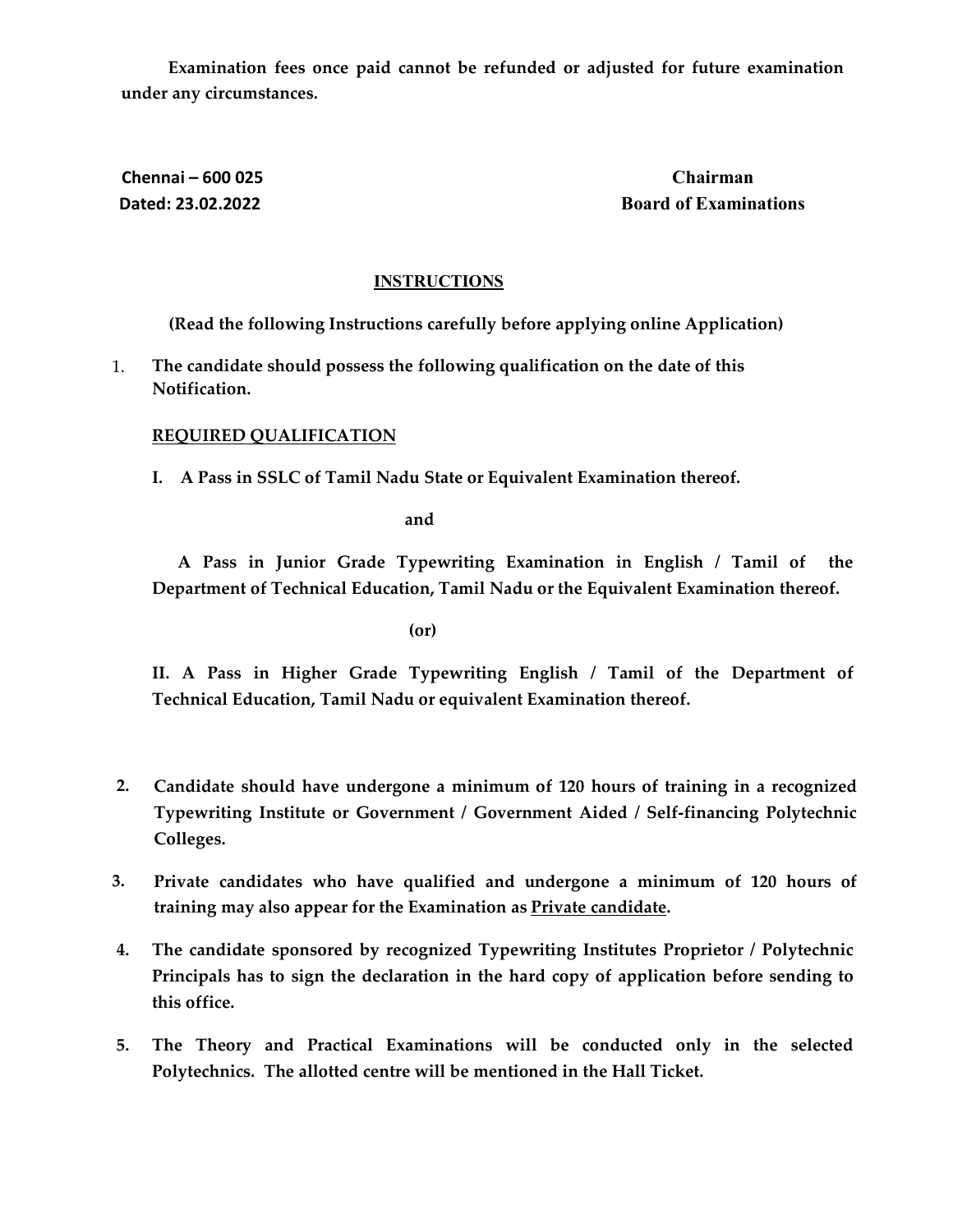**Examination fees once paid cannot be refunded or adjusted for future examination under any circumstances.**

**Chennai – 600 025**
**Dated: 23.02.2022**

**Chairman**
**Board of Examinations**

## INSTRUCTIONS

**(Read the following Instructions carefully before applying online Application)**

1. **The candidate should possess the following qualification on the date of this Notification.**

   **REQUIRED QUALIFICATION**

   **I. A Pass in SSLC of Tamil Nadu State or Equivalent Examination thereof.**

   **and**

   **A Pass in Junior Grade Typewriting Examination in English / Tamil of the Department of Technical Education, Tamil Nadu or the Equivalent Examination thereof.**

   **(or)**

   **II. A Pass in Higher Grade Typewriting English / Tamil of the Department of Technical Education, Tamil Nadu or equivalent Examination thereof.**

2. **Candidate should have undergone a minimum of 120 hours of training in a recognized Typewriting Institute or Government / Government Aided / Self-financing Polytechnic Colleges.**

3. **Private candidates who have qualified and undergone a minimum of 120 hours of training may also appear for the Examination as Private candidate.**

4. **The candidate sponsored by recognized Typewriting Institutes Proprietor / Polytechnic Principals has to sign the declaration in the hard copy of application before sending to this office.**

5. **The Theory and Practical Examinations will be conducted only in the selected Polytechnics. The allotted centre will be mentioned in the Hall Ticket.**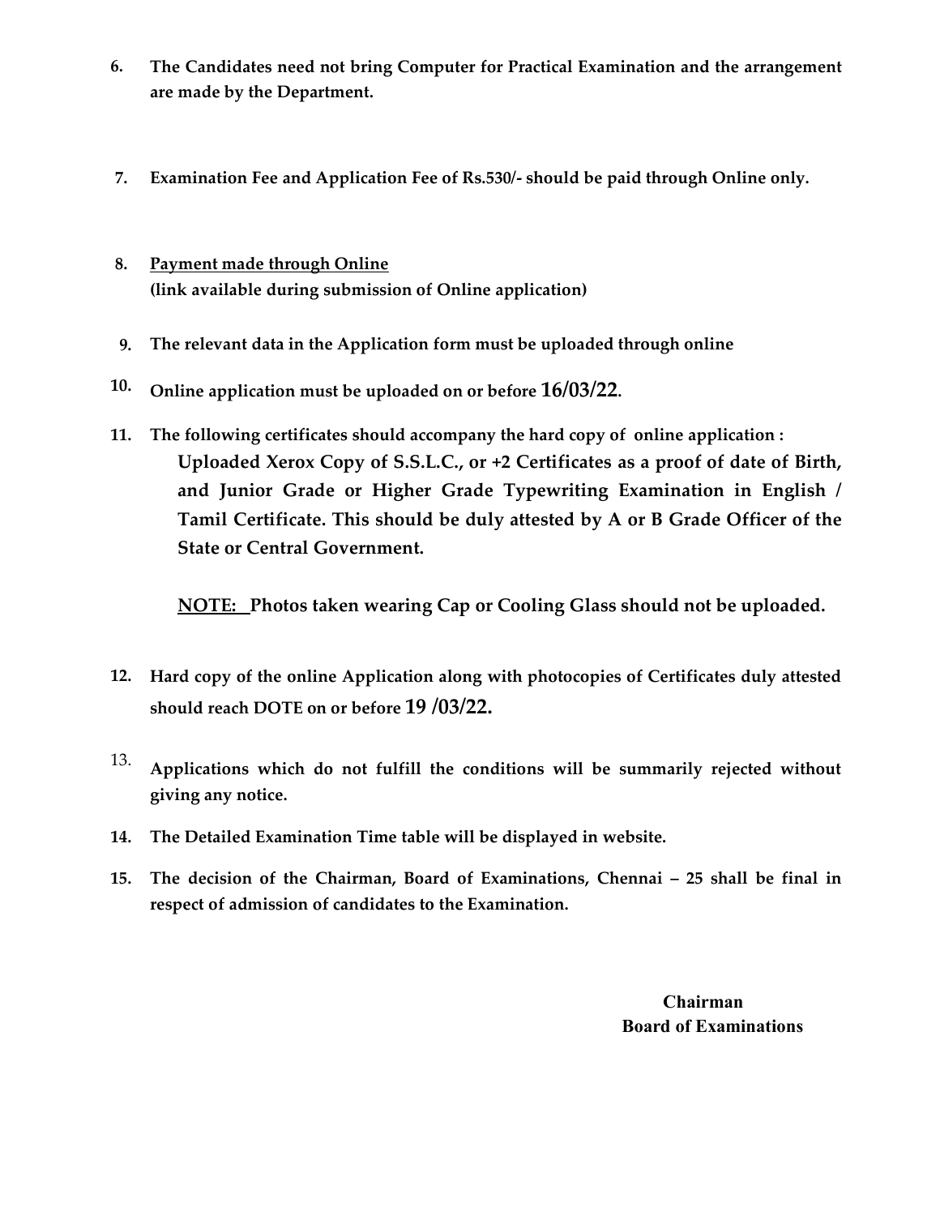6. **The Candidates need not bring Computer for Practical Examination and the arrangement are made by the Department.**

7. **Examination Fee and Application Fee of Rs.530/- should be paid through Online only.**

8. **<u>Payment made through Online</u>**
   **(link available during submission of Online application)**

9. **The relevant data in the Application form must be uploaded through online**

10. **Online application must be uploaded on or before 16/03/22.**

11. **The following certificates should accompany the hard copy of online application :**

    **Uploaded Xerox Copy of S.S.L.C., or +2 Certificates as a proof of date of Birth, and Junior Grade or Higher Grade Typewriting Examination in English / Tamil Certificate. This should be duly attested by A or B Grade Officer of the State or Central Government.**

    **<u>NOTE:</u> Photos taken wearing Cap or Cooling Glass should not be uploaded.**

12. **Hard copy of the online Application along with photocopies of Certificates duly attested should reach DOTE on or before 19 /03/22.**

13. **Applications which do not fulfill the conditions will be summarily rejected without giving any notice.**

14. **The Detailed Examination Time table will be displayed in website.**

15. **The decision of the Chairman, Board of Examinations, Chennai – 25 shall be final in respect of admission of candidates to the Examination.**

**Chairman**
**Board of Examinations**